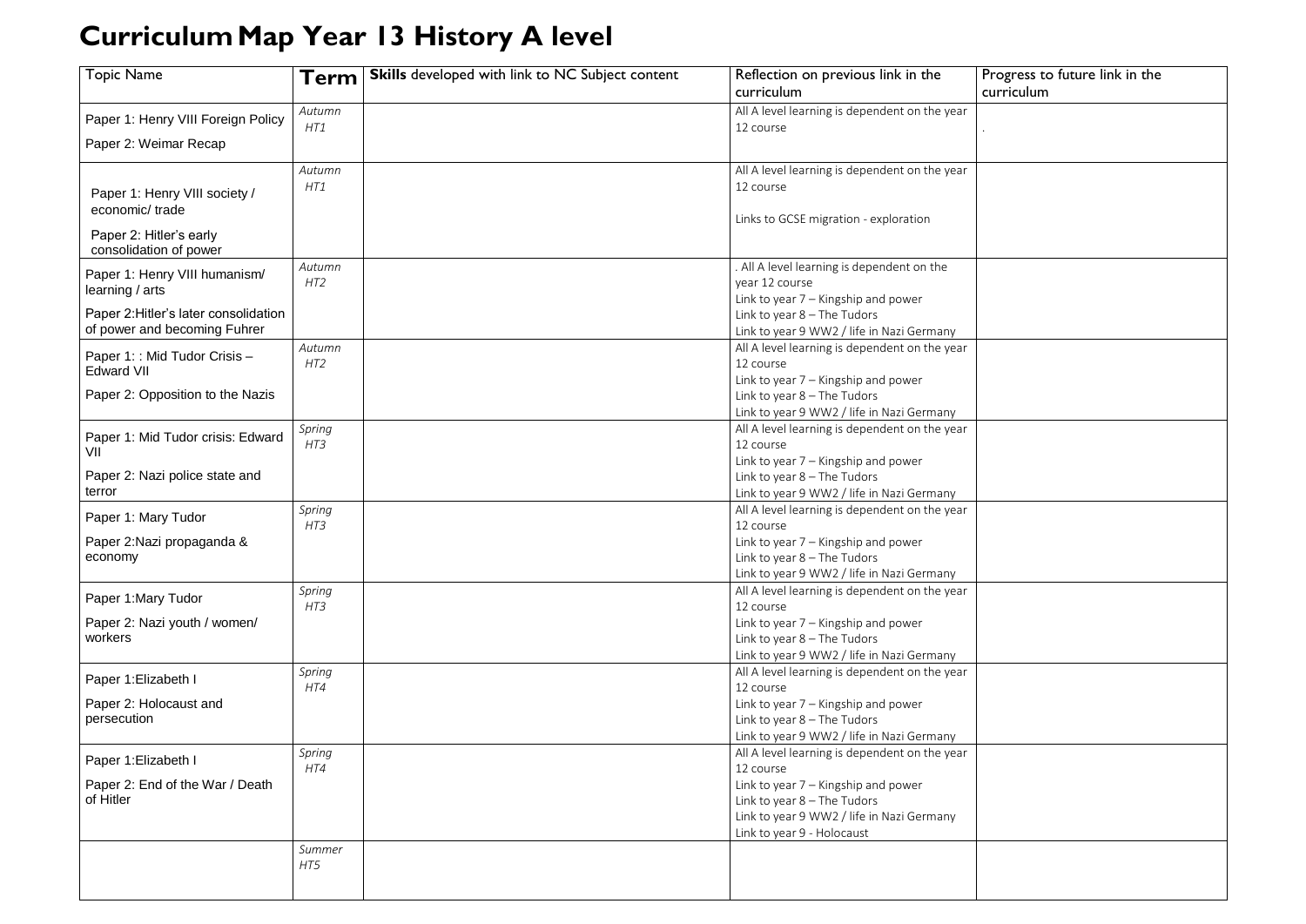# Curriculum Map Year 13 History A level

| Topic Name | Term | **Skills** developed with link to NC Subject content | Reflection on previous link in the curriculum | Progress to future link in the curriculum |
|---|---|---|---|---|
| Paper 1: Henry VIII Foreign Policy<br>Paper 2: Weimar Recap | *Autumn HT1* | | All A level learning is dependent on the year 12 course | . |
| Paper 1: Henry VIII society / economic/ trade<br>Paper 2: Hitler's early consolidation of power | *Autumn HT1* | | All A level learning is dependent on the year 12 course<br><br>Links to GCSE migration - exploration | |
| Paper 1: Henry VIII humanism/ learning / arts<br>Paper 2:Hitler's later consolidation of power and becoming Fuhrer | *Autumn HT2* | | . All A level learning is dependent on the year 12 course<br>Link to year 7 – Kingship and power<br>Link to year 8 – The Tudors<br>Link to year 9 WW2 / life in Nazi Germany | |
| Paper 1: : Mid Tudor Crisis – Edward VII<br>Paper 2: Opposition to the Nazis | *Autumn HT2* | | All A level learning is dependent on the year 12 course<br>Link to year 7 – Kingship and power<br>Link to year 8 – The Tudors<br>Link to year 9 WW2 / life in Nazi Germany | |
| Paper 1: Mid Tudor crisis: Edward VII<br>Paper 2: Nazi police state and terror | *Spring HT3* | | All A level learning is dependent on the year 12 course<br>Link to year 7 – Kingship and power<br>Link to year 8 – The Tudors<br>Link to year 9 WW2 / life in Nazi Germany | |
| Paper 1: Mary Tudor<br>Paper 2:Nazi propaganda & economy | *Spring HT3* | | All A level learning is dependent on the year 12 course<br>Link to year 7 – Kingship and power<br>Link to year 8 – The Tudors<br>Link to year 9 WW2 / life in Nazi Germany | |
| Paper 1:Mary Tudor<br>Paper 2: Nazi youth / women/ workers | *Spring HT3* | | All A level learning is dependent on the year 12 course<br>Link to year 7 – Kingship and power<br>Link to year 8 – The Tudors<br>Link to year 9 WW2 / life in Nazi Germany | |
| Paper 1:Elizabeth I<br>Paper 2: Holocaust and persecution | *Spring HT4* | | All A level learning is dependent on the year 12 course<br>Link to year 7 – Kingship and power<br>Link to year 8 – The Tudors<br>Link to year 9 WW2 / life in Nazi Germany | |
| Paper 1:Elizabeth I<br>Paper 2: End of the War / Death of Hitler | *Spring HT4* | | All A level learning is dependent on the year 12 course<br>Link to year 7 – Kingship and power<br>Link to year 8 – The Tudors<br>Link to year 9 WW2 / life in Nazi Germany<br>Link to year 9 - Holocaust | |
| | *Summer HT5* | | | |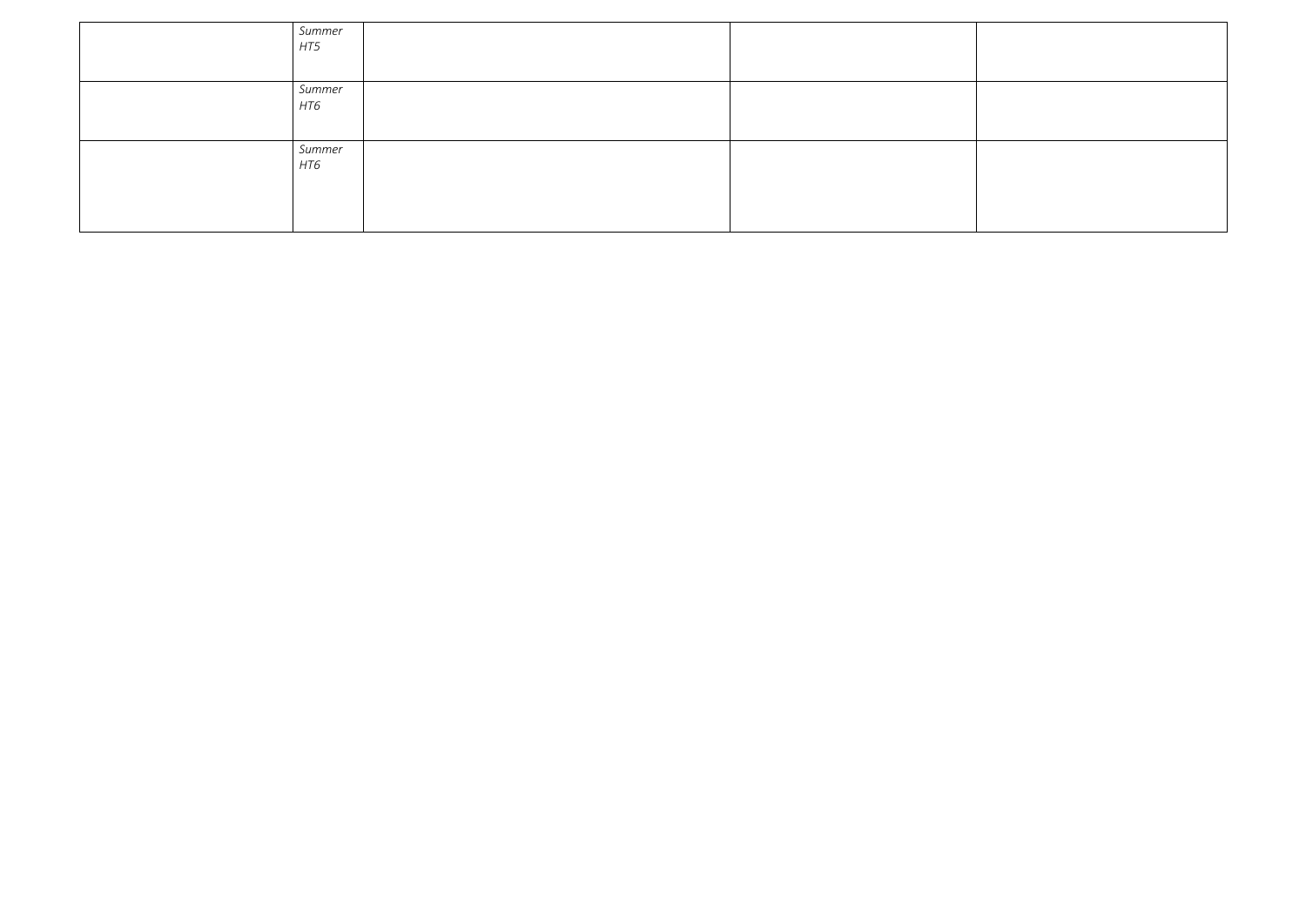| | | | | |
|---|---|---|---|---|
| | *Summer HT5* | | | |
| | *Summer HT6* | | | |
| | *Summer HT6* | | | |